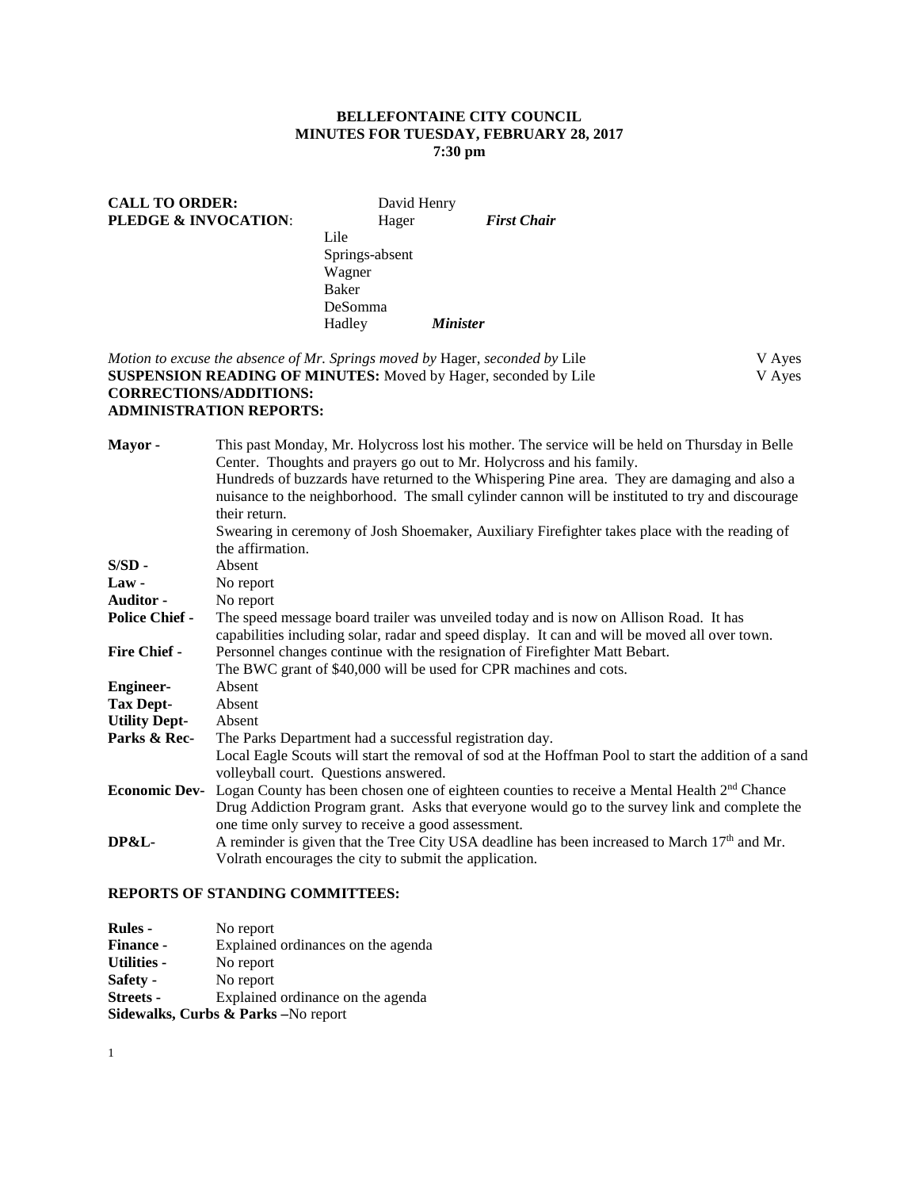**BELLEFONTAINE CITY COUNCIL**
**MINUTES FOR TUESDAY, FEBRUARY 28, 2017**
**7:30 pm**

**CALL TO ORDER:** David Henry
**PLEDGE & INVOCATION**: Hager ***First Chair***
Lile
Springs-absent
Wagner
Baker
DeSomma
Hadley ***Minister***

*Motion to excuse the absence of Mr. Springs moved by* Hager, *seconded by* Lile V Ayes
**SUSPENSION READING OF MINUTES:** Moved by Hager, seconded by Lile V Ayes
**CORRECTIONS/ADDITIONS:**
**ADMINISTRATION REPORTS:**

**Mayor** - This past Monday, Mr. Holycross lost his mother. The service will be held on Thursday in Belle Center. Thoughts and prayers go out to Mr. Holycross and his family.
Hundreds of buzzards have returned to the Whispering Pine area. They are damaging and also a nuisance to the neighborhood. The small cylinder cannon will be instituted to try and discourage their return.
Swearing in ceremony of Josh Shoemaker, Auxiliary Firefighter takes place with the reading of the affirmation.

**S/SD** - Absent

**Law** - No report

**Auditor** - No report

**Police Chief** - The speed message board trailer was unveiled today and is now on Allison Road. It has capabilities including solar, radar and speed display. It can and will be moved all over town.

**Fire Chief** - Personnel changes continue with the resignation of Firefighter Matt Bebart.
The BWC grant of $40,000 will be used for CPR machines and cots.

**Engineer**- Absent

**Tax Dept**- Absent

**Utility Dept**- Absent

**Parks & Rec**- The Parks Department had a successful registration day.
Local Eagle Scouts will start the removal of sod at the Hoffman Pool to start the addition of a sand volleyball court. Questions answered.

**Economic Dev**- Logan County has been chosen one of eighteen counties to receive a Mental Health 2nd Chance Drug Addiction Program grant. Asks that everyone would go to the survey link and complete the one time only survey to receive a good assessment.

**DP&L**- A reminder is given that the Tree City USA deadline has been increased to March 17th and Mr. Volrath encourages the city to submit the application.

**REPORTS OF STANDING COMMITTEES:**

**Rules** - No report
**Finance** - Explained ordinances on the agenda
**Utilities** - No report
**Safety** - No report
**Streets** - Explained ordinance on the agenda
**Sidewalks, Curbs & Parks** –No report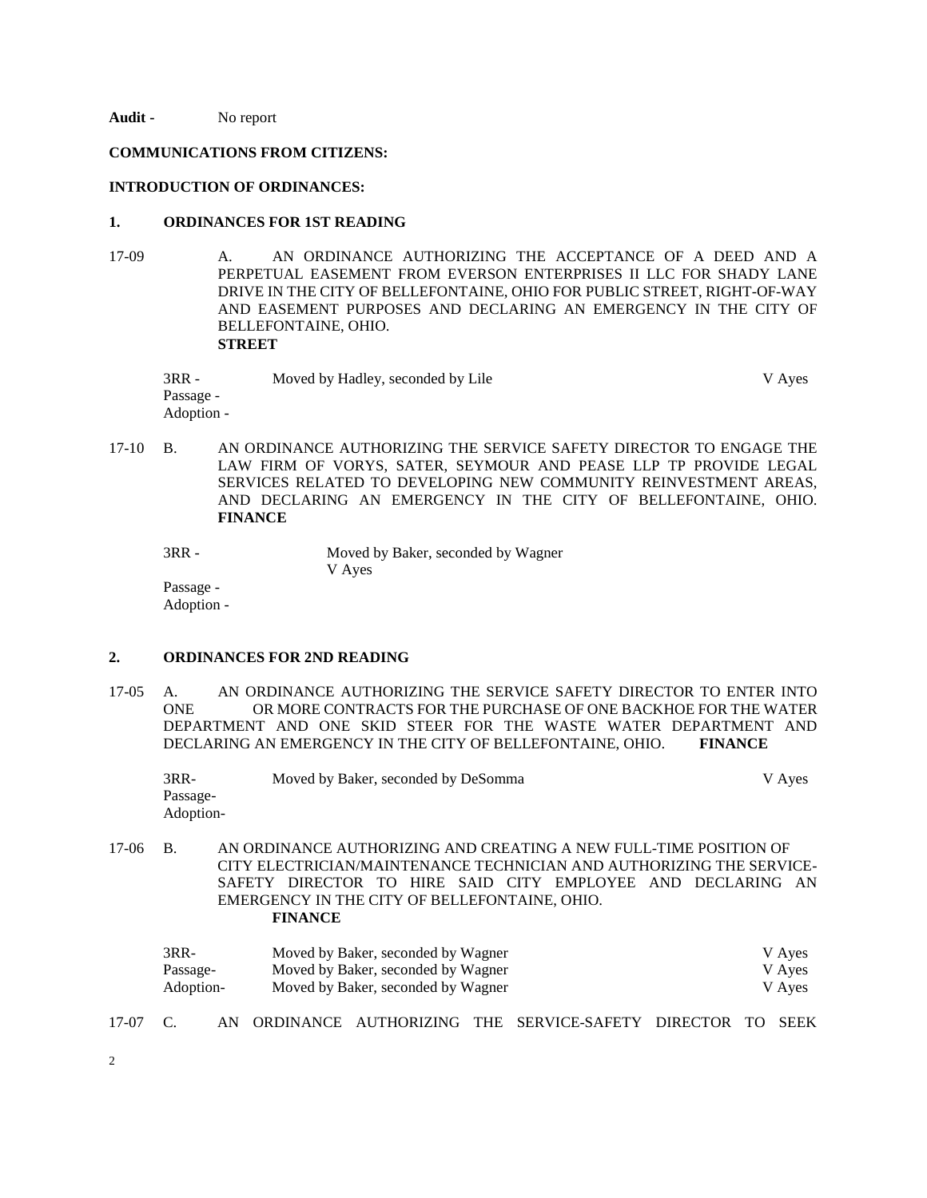**Audit -** No report

**COMMUNICATIONS FROM CITIZENS:**

**INTRODUCTION OF ORDINANCES:**

**1. ORDINANCES FOR 1ST READING**

17-09 A. AN ORDINANCE AUTHORIZING THE ACCEPTANCE OF A DEED AND A PERPETUAL EASEMENT FROM EVERSON ENTERPRISES II LLC FOR SHADY LANE DRIVE IN THE CITY OF BELLEFONTAINE, OHIO FOR PUBLIC STREET, RIGHT-OF-WAY AND EASEMENT PURPOSES AND DECLARING AN EMERGENCY IN THE CITY OF BELLEFONTAINE, OHIO. **STREET**

3RR - Moved by Hadley, seconded by Lile V Ayes
Passage -
Adoption -

17-10 B. AN ORDINANCE AUTHORIZING THE SERVICE SAFETY DIRECTOR TO ENGAGE THE LAW FIRM OF VORYS, SATER, SEYMOUR AND PEASE LLP TP PROVIDE LEGAL SERVICES RELATED TO DEVELOPING NEW COMMUNITY REINVESTMENT AREAS, AND DECLARING AN EMERGENCY IN THE CITY OF BELLEFONTAINE, OHIO. **FINANCE**

3RR - Moved by Baker, seconded by Wagner
V Ayes
Passage -
Adoption -

**2. ORDINANCES FOR 2ND READING**

17-05 A. AN ORDINANCE AUTHORIZING THE SERVICE SAFETY DIRECTOR TO ENTER INTO ONE OR MORE CONTRACTS FOR THE PURCHASE OF ONE BACKHOE FOR THE WATER DEPARTMENT AND ONE SKID STEER FOR THE WASTE WATER DEPARTMENT AND DECLARING AN EMERGENCY IN THE CITY OF BELLEFONTAINE, OHIO. **FINANCE**

3RR- Moved by Baker, seconded by DeSomma V Ayes
Passage-
Adoption-

17-06 B. AN ORDINANCE AUTHORIZING AND CREATING A NEW FULL-TIME POSITION OF CITY ELECTRICIAN/MAINTENANCE TECHNICIAN AND AUTHORIZING THE SERVICE-SAFETY DIRECTOR TO HIRE SAID CITY EMPLOYEE AND DECLARING AN EMERGENCY IN THE CITY OF BELLEFONTAINE, OHIO. **FINANCE**

3RR- Moved by Baker, seconded by Wagner V Ayes
Passage- Moved by Baker, seconded by Wagner V Ayes
Adoption- Moved by Baker, seconded by Wagner V Ayes

17-07 C. AN ORDINANCE AUTHORIZING THE SERVICE-SAFETY DIRECTOR TO SEEK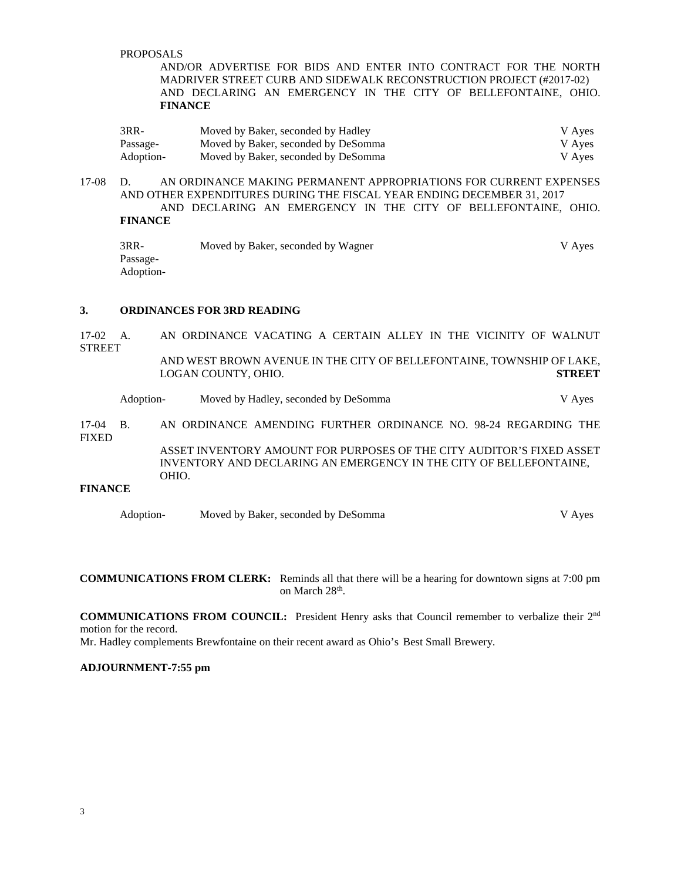PROPOSALS

AND/OR ADVERTISE FOR BIDS AND ENTER INTO CONTRACT FOR THE NORTH MADRIVER STREET CURB AND SIDEWALK RECONSTRUCTION PROJECT (#2017-02) AND DECLARING AN EMERGENCY IN THE CITY OF BELLEFONTAINE, OHIO. **FINANCE**

| | | |
|---|---|---|
| 3RR- | Moved by Baker, seconded by Hadley | V Ayes |
| Passage- | Moved by Baker, seconded by DeSomma | V Ayes |
| Adoption- | Moved by Baker, seconded by DeSomma | V Ayes |

17-08 D. AN ORDINANCE MAKING PERMANENT APPROPRIATIONS FOR CURRENT EXPENSES AND OTHER EXPENDITURES DURING THE FISCAL YEAR ENDING DECEMBER 31, 2017 AND DECLARING AN EMERGENCY IN THE CITY OF BELLEFONTAINE, OHIO. **FINANCE**

| | | |
|---|---|---|
| 3RR- | Moved by Baker, seconded by Wagner | V Ayes |
| Passage- | | |
| Adoption- | | |

**3. ORDINANCES FOR 3RD READING**

17-02 A. AN ORDINANCE VACATING A CERTAIN ALLEY IN THE VICINITY OF WALNUT STREET AND WEST BROWN AVENUE IN THE CITY OF BELLEFONTAINE, TOWNSHIP OF LAKE, LOGAN COUNTY, OHIO. **STREET**

| | | |
|---|---|---|
| Adoption- | Moved by Hadley, seconded by DeSomma | V Ayes |

17-04 B. AN ORDINANCE AMENDING FURTHER ORDINANCE NO. 98-24 REGARDING THE FIXED ASSET INVENTORY AMOUNT FOR PURPOSES OF THE CITY AUDITOR'S FIXED ASSET INVENTORY AND DECLARING AN EMERGENCY IN THE CITY OF BELLEFONTAINE, OHIO. **FINANCE**

| | | |
|---|---|---|
| Adoption- | Moved by Baker, seconded by DeSomma | V Ayes |

**COMMUNICATIONS FROM CLERK:** Reminds all that there will be a hearing for downtown signs at 7:00 pm on March 28th.

**COMMUNICATIONS FROM COUNCIL:** President Henry asks that Council remember to verbalize their 2nd motion for the record.

Mr. Hadley complements Brewfontaine on their recent award as Ohio's Best Small Brewery.

**ADJOURNMENT-7:55 pm**